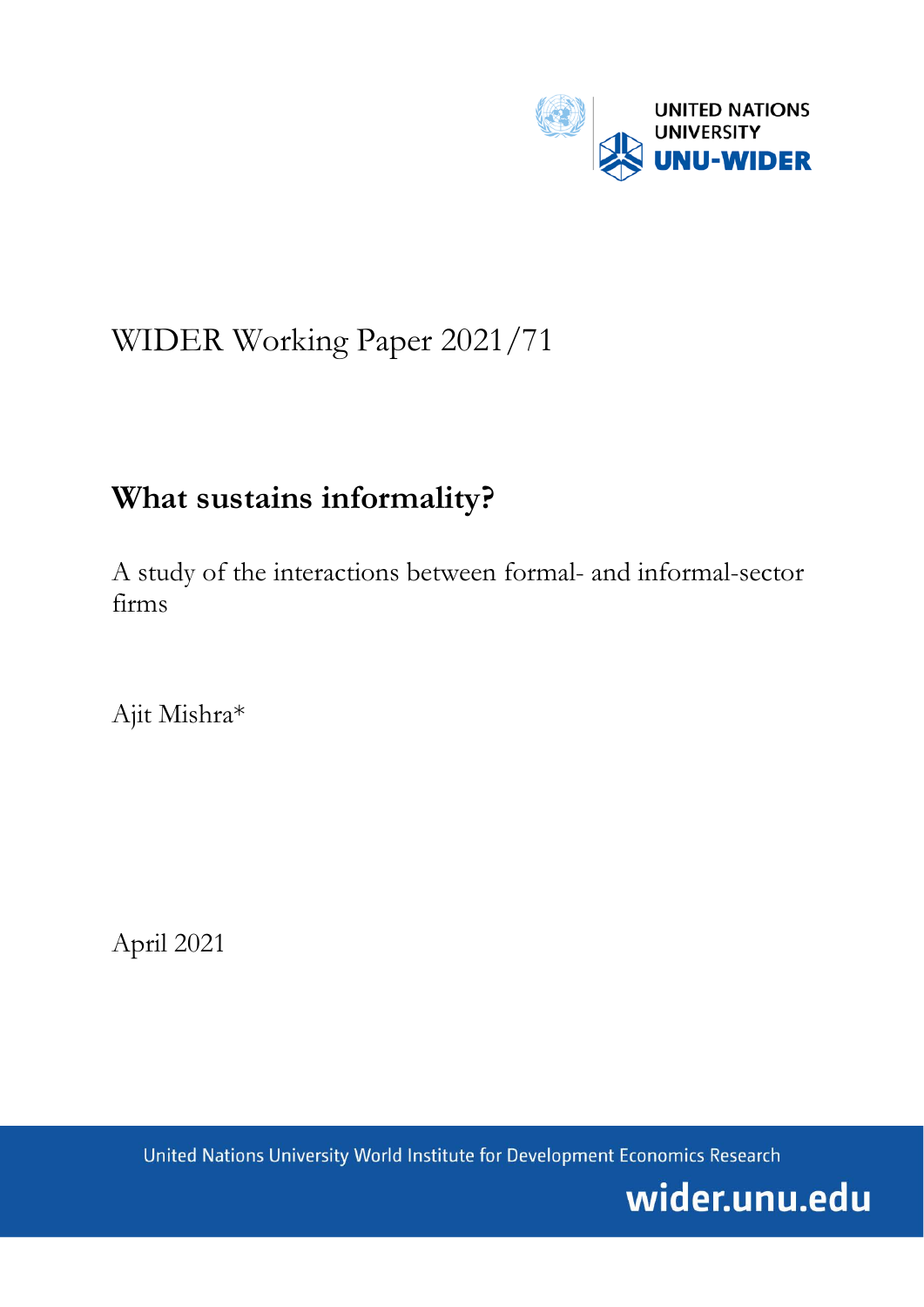UNITED NATIONS UNIVERSITY
UNU-WIDER

WIDER Working Paper 2021/71

# What sustains informality?

A study of the interactions between formal- and informal-sector firms

Ajit Mishra*

April 2021

United Nations University World Institute for Development Economics Research

wider.unu.edu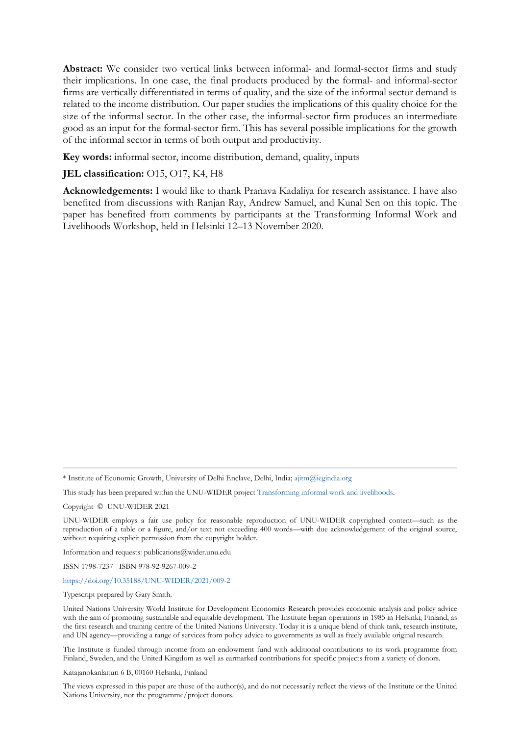**Abstract:** We consider two vertical links between informal- and formal-sector firms and study their implications. In one case, the final products produced by the formal- and informal-sector firms are vertically differentiated in terms of quality, and the size of the informal sector demand is related to the income distribution. Our paper studies the implications of this quality choice for the size of the informal sector. In the other case, the informal-sector firm produces an intermediate good as an input for the formal-sector firm. This has several possible implications for the growth of the informal sector in terms of both output and productivity.

**Key words:** informal sector, income distribution, demand, quality, inputs

**JEL classification:** O15, O17, K4, H8

**Acknowledgements:** I would like to thank Pranava Kadaliya for research assistance. I have also benefited from discussions with Ranjan Ray, Andrew Samuel, and Kunal Sen on this topic. The paper has benefited from comments by participants at the Transforming Informal Work and Livelihoods Workshop, held in Helsinki 12–13 November 2020.

---

\* Institute of Economic Growth, University of Delhi Enclave, Delhi, India; ajitm@iegindia.org

This study has been prepared within the UNU-WIDER project Transforming informal work and livelihoods.

Copyright © UNU-WIDER 2021

UNU-WIDER employs a fair use policy for reasonable reproduction of UNU-WIDER copyrighted content—such as the reproduction of a table or a figure, and/or text not exceeding 400 words—with due acknowledgement of the original source, without requiring explicit permission from the copyright holder.

Information and requests: publications@wider.unu.edu

ISSN 1798-7237 ISBN 978-92-9267-009-2

https://doi.org/10.35188/UNU-WIDER/2021/009-2

Typescript prepared by Gary Smith.

United Nations University World Institute for Development Economics Research provides economic analysis and policy advice with the aim of promoting sustainable and equitable development. The Institute began operations in 1985 in Helsinki, Finland, as the first research and training centre of the United Nations University. Today it is a unique blend of think tank, research institute, and UN agency—providing a range of services from policy advice to governments as well as freely available original research.

The Institute is funded through income from an endowment fund with additional contributions to its work programme from Finland, Sweden, and the United Kingdom as well as earmarked contributions for specific projects from a variety of donors.

Katajanokanlaituri 6 B, 00160 Helsinki, Finland

The views expressed in this paper are those of the author(s), and do not necessarily reflect the views of the Institute or the United Nations University, nor the programme/project donors.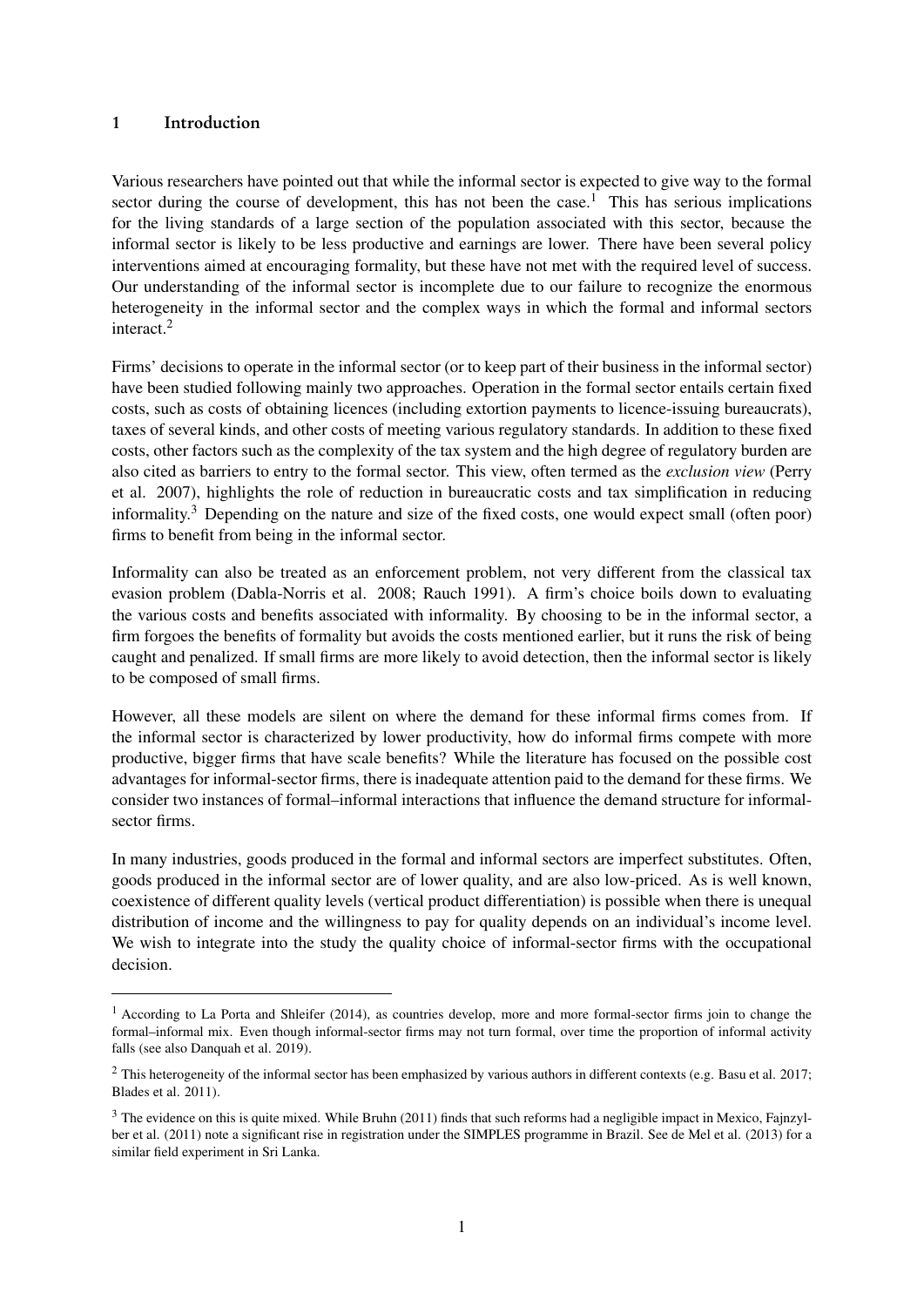## 1 Introduction

Various researchers have pointed out that while the informal sector is expected to give way to the formal sector during the course of development, this has not been the case.[1] This has serious implications for the living standards of a large section of the population associated with this sector, because the informal sector is likely to be less productive and earnings are lower. There have been several policy interventions aimed at encouraging formality, but these have not met with the required level of success. Our understanding of the informal sector is incomplete due to our failure to recognize the enormous heterogeneity in the informal sector and the complex ways in which the formal and informal sectors interact.[2]

Firms' decisions to operate in the informal sector (or to keep part of their business in the informal sector) have been studied following mainly two approaches. Operation in the formal sector entails certain fixed costs, such as costs of obtaining licences (including extortion payments to licence-issuing bureaucrats), taxes of several kinds, and other costs of meeting various regulatory standards. In addition to these fixed costs, other factors such as the complexity of the tax system and the high degree of regulatory burden are also cited as barriers to entry to the formal sector. This view, often termed as the *exclusion view* (Perry et al. 2007), highlights the role of reduction in bureaucratic costs and tax simplification in reducing informality.[3] Depending on the nature and size of the fixed costs, one would expect small (often poor) firms to benefit from being in the informal sector.

Informality can also be treated as an enforcement problem, not very different from the classical tax evasion problem (Dabla-Norris et al. 2008; Rauch 1991). A firm's choice boils down to evaluating the various costs and benefits associated with informality. By choosing to be in the informal sector, a firm forgoes the benefits of formality but avoids the costs mentioned earlier, but it runs the risk of being caught and penalized. If small firms are more likely to avoid detection, then the informal sector is likely to be composed of small firms.

However, all these models are silent on where the demand for these informal firms comes from. If the informal sector is characterized by lower productivity, how do informal firms compete with more productive, bigger firms that have scale benefits? While the literature has focused on the possible cost advantages for informal-sector firms, there is inadequate attention paid to the demand for these firms. We consider two instances of formal–informal interactions that influence the demand structure for informal-sector firms.

In many industries, goods produced in the formal and informal sectors are imperfect substitutes. Often, goods produced in the informal sector are of lower quality, and are also low-priced. As is well known, coexistence of different quality levels (vertical product differentiation) is possible when there is unequal distribution of income and the willingness to pay for quality depends on an individual's income level. We wish to integrate into the study the quality choice of informal-sector firms with the occupational decision.

[1] According to La Porta and Shleifer (2014), as countries develop, more and more formal-sector firms join to change the formal–informal mix. Even though informal-sector firms may not turn formal, over time the proportion of informal activity falls (see also Danquah et al. 2019).

[2] This heterogeneity of the informal sector has been emphasized by various authors in different contexts (e.g. Basu et al. 2017; Blades et al. 2011).

[3] The evidence on this is quite mixed. While Bruhn (2011) finds that such reforms had a negligible impact in Mexico, Fajnzylber et al. (2011) note a significant rise in registration under the SIMPLES programme in Brazil. See de Mel et al. (2013) for a similar field experiment in Sri Lanka.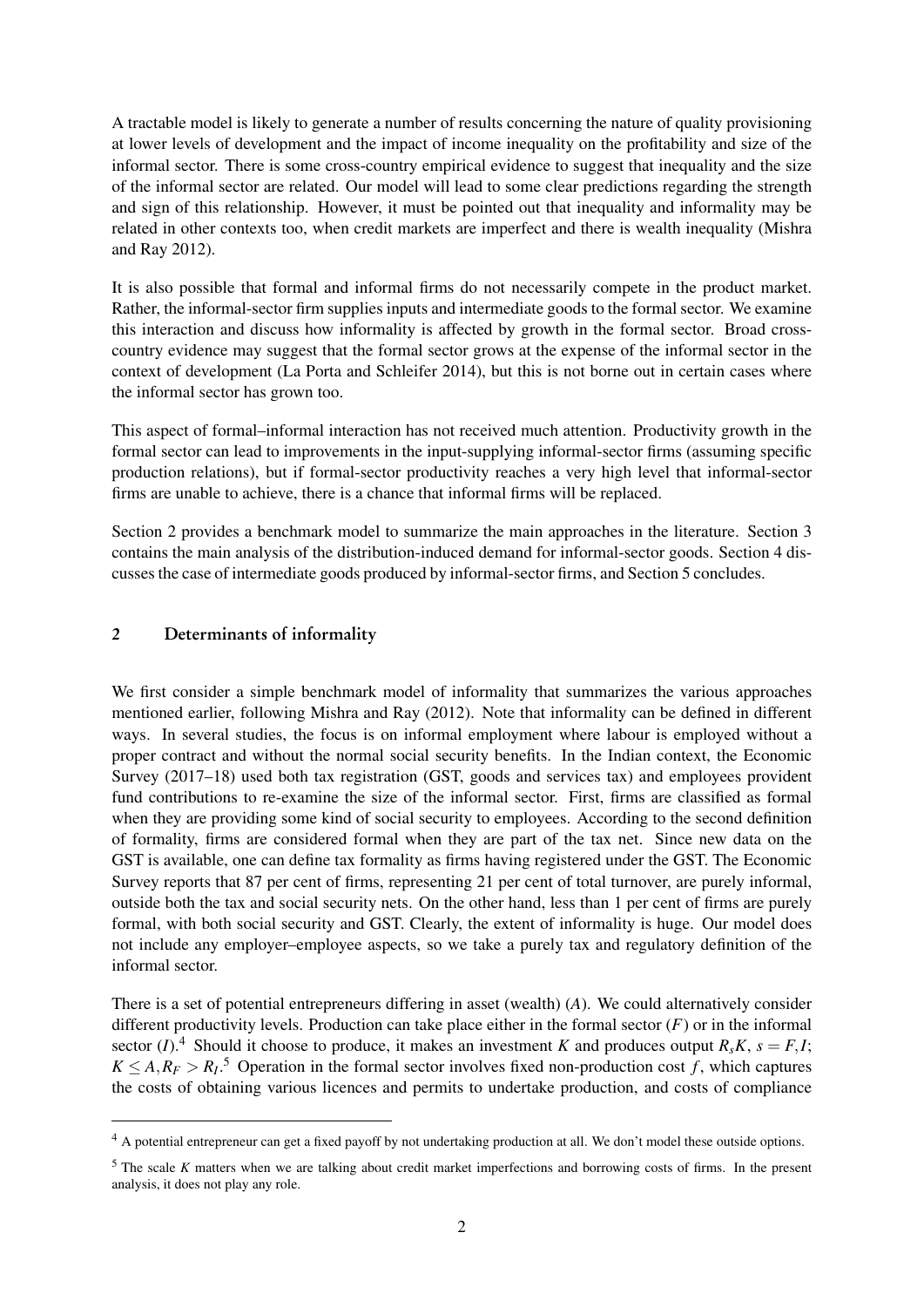A tractable model is likely to generate a number of results concerning the nature of quality provisioning at lower levels of development and the impact of income inequality on the profitability and size of the informal sector. There is some cross-country empirical evidence to suggest that inequality and the size of the informal sector are related. Our model will lead to some clear predictions regarding the strength and sign of this relationship. However, it must be pointed out that inequality and informality may be related in other contexts too, when credit markets are imperfect and there is wealth inequality (Mishra and Ray 2012).

It is also possible that formal and informal firms do not necessarily compete in the product market. Rather, the informal-sector firm supplies inputs and intermediate goods to the formal sector. We examine this interaction and discuss how informality is affected by growth in the formal sector. Broad cross-country evidence may suggest that the formal sector grows at the expense of the informal sector in the context of development (La Porta and Schleifer 2014), but this is not borne out in certain cases where the informal sector has grown too.

This aspect of formal–informal interaction has not received much attention. Productivity growth in the formal sector can lead to improvements in the input-supplying informal-sector firms (assuming specific production relations), but if formal-sector productivity reaches a very high level that informal-sector firms are unable to achieve, there is a chance that informal firms will be replaced.

Section 2 provides a benchmark model to summarize the main approaches in the literature. Section 3 contains the main analysis of the distribution-induced demand for informal-sector goods. Section 4 discusses the case of intermediate goods produced by informal-sector firms, and Section 5 concludes.

## 2 Determinants of informality

We first consider a simple benchmark model of informality that summarizes the various approaches mentioned earlier, following Mishra and Ray (2012). Note that informality can be defined in different ways. In several studies, the focus is on informal employment where labour is employed without a proper contract and without the normal social security benefits. In the Indian context, the Economic Survey (2017–18) used both tax registration (GST, goods and services tax) and employees provident fund contributions to re-examine the size of the informal sector. First, firms are classified as formal when they are providing some kind of social security to employees. According to the second definition of formality, firms are considered formal when they are part of the tax net. Since new data on the GST is available, one can define tax formality as firms having registered under the GST. The Economic Survey reports that 87 per cent of firms, representing 21 per cent of total turnover, are purely informal, outside both the tax and social security nets. On the other hand, less than 1 per cent of firms are purely formal, with both social security and GST. Clearly, the extent of informality is huge. Our model does not include any employer–employee aspects, so we take a purely tax and regulatory definition of the informal sector.

There is a set of potential entrepreneurs differing in asset (wealth) ($A$). We could alternatively consider different productivity levels. Production can take place either in the formal sector ($F$) or in the informal sector ($I$).[4] Should it choose to produce, it makes an investment $K$ and produces output $R_s K$, $s = F, I$; $K \leq A, R_F > R_I$.[5] Operation in the formal sector involves fixed non-production cost $f$, which captures the costs of obtaining various licences and permits to undertake production, and costs of compliance

[4] A potential entrepreneur can get a fixed payoff by not undertaking production at all. We don't model these outside options.

[5] The scale $K$ matters when we are talking about credit market imperfections and borrowing costs of firms. In the present analysis, it does not play any role.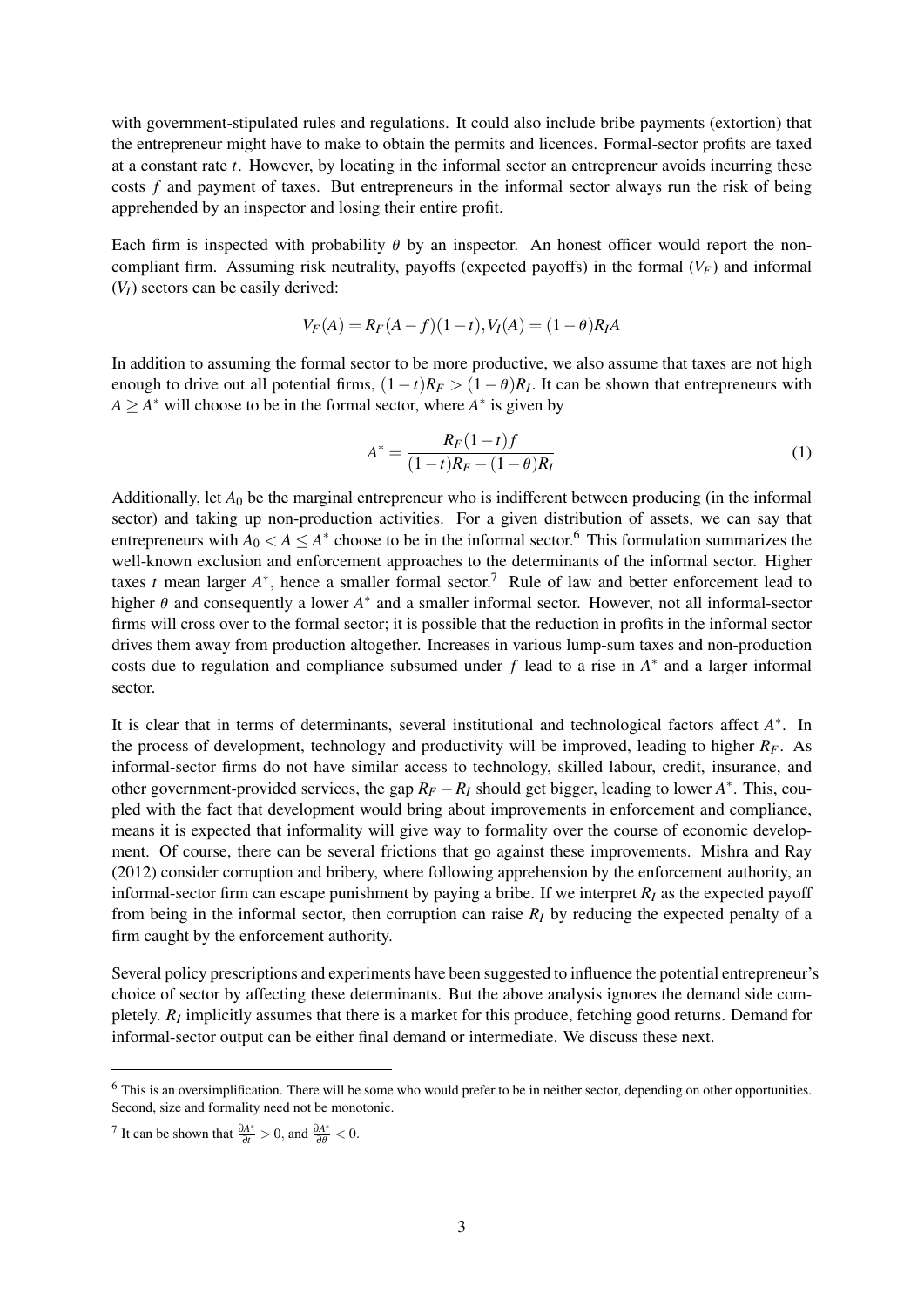with government-stipulated rules and regulations. It could also include bribe payments (extortion) that the entrepreneur might have to make to obtain the permits and licences. Formal-sector profits are taxed at a constant rate $t$. However, by locating in the informal sector an entrepreneur avoids incurring these costs $f$ and payment of taxes. But entrepreneurs in the informal sector always run the risk of being apprehended by an inspector and losing their entire profit.

Each firm is inspected with probability $\theta$ by an inspector. An honest officer would report the non-compliant firm. Assuming risk neutrality, payoffs (expected payoffs) in the formal ($V_F$) and informal ($V_I$) sectors can be easily derived:

$$V_F(A) = R_F(A - f)(1 - t), V_I(A) = (1 - \theta)R_I A$$

In addition to assuming the formal sector to be more productive, we also assume that taxes are not high enough to drive out all potential firms, $(1-t)R_F > (1-\theta)R_I$. It can be shown that entrepreneurs with $A \geq A^*$ will choose to be in the formal sector, where $A^*$ is given by

$$A^* = \frac{R_F(1-t)f}{(1-t)R_F - (1-\theta)R_I} \tag{1}$$

Additionally, let $A_0$ be the marginal entrepreneur who is indifferent between producing (in the informal sector) and taking up non-production activities. For a given distribution of assets, we can say that entrepreneurs with $A_0 < A \leq A^*$ choose to be in the informal sector.[6] This formulation summarizes the well-known exclusion and enforcement approaches to the determinants of the informal sector. Higher taxes $t$ mean larger $A^*$, hence a smaller formal sector.[7] Rule of law and better enforcement lead to higher $\theta$ and consequently a lower $A^*$ and a smaller informal sector. However, not all informal-sector firms will cross over to the formal sector; it is possible that the reduction in profits in the informal sector drives them away from production altogether. Increases in various lump-sum taxes and non-production costs due to regulation and compliance subsumed under $f$ lead to a rise in $A^*$ and a larger informal sector.

It is clear that in terms of determinants, several institutional and technological factors affect $A^*$. In the process of development, technology and productivity will be improved, leading to higher $R_F$. As informal-sector firms do not have similar access to technology, skilled labour, credit, insurance, and other government-provided services, the gap $R_F - R_I$ should get bigger, leading to lower $A^*$. This, coupled with the fact that development would bring about improvements in enforcement and compliance, means it is expected that informality will give way to formality over the course of economic development. Of course, there can be several frictions that go against these improvements. Mishra and Ray (2012) consider corruption and bribery, where following apprehension by the enforcement authority, an informal-sector firm can escape punishment by paying a bribe. If we interpret $R_I$ as the expected payoff from being in the informal sector, then corruption can raise $R_I$ by reducing the expected penalty of a firm caught by the enforcement authority.

Several policy prescriptions and experiments have been suggested to influence the potential entrepreneur's choice of sector by affecting these determinants. But the above analysis ignores the demand side completely. $R_I$ implicitly assumes that there is a market for this produce, fetching good returns. Demand for informal-sector output can be either final demand or intermediate. We discuss these next.

---

[6] This is an oversimplification. There will be some who would prefer to be in neither sector, depending on other opportunities. Second, size and formality need not be monotonic.

[7] It can be shown that $\frac{\partial A^*}{\partial t} > 0$, and $\frac{\partial A^*}{\partial \theta} < 0$.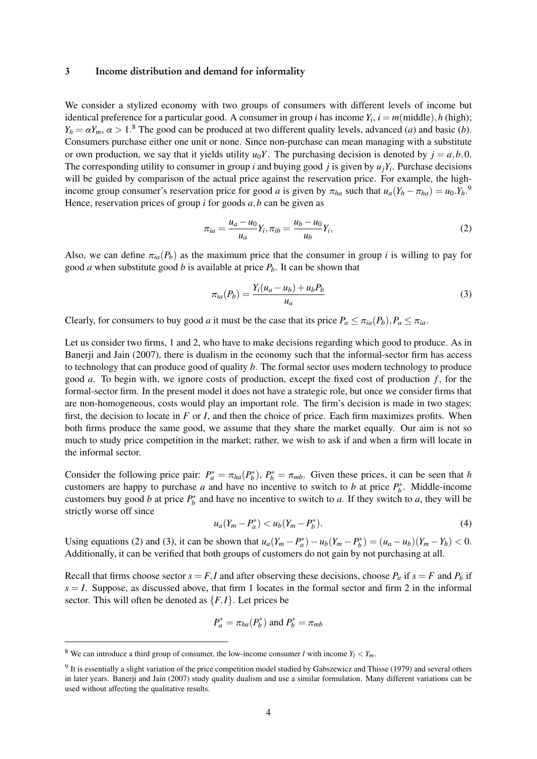### 3 Income distribution and demand for informality

We consider a stylized economy with two groups of consumers with different levels of income but identical preference for a particular good. A consumer in group $i$ has income $Y_i$, $i = m(\text{middle}), h$ (high); $Y_h = \alpha Y_m$, $\alpha > 1$.[8] The good can be produced at two different quality levels, advanced ($a$) and basic ($b$). Consumers purchase either one unit or none. Since non-purchase can mean managing with a substitute or own production, we say that it yields utility $u_0 Y$. The purchasing decision is denoted by $j = a, b, 0$. The corresponding utility to consumer in group $i$ and buying good $j$ is given by $u_j Y_i$. Purchase decisions will be guided by comparison of the actual price against the reservation price. For example, the high-income group consumer's reservation price for good $a$ is given by $\pi_{ha}$ such that $u_a(Y_h - \pi_{ha}) = u_0.Y_h$.[9] Hence, reservation prices of group $i$ for goods $a, b$ can be given as

$$\pi_{ia} = \frac{u_a - u_0}{u_a} Y_i, \pi_{ib} = \frac{u_b - u_0}{u_b} Y_i, \tag{2}$$

Also, we can define $\pi_{ia}(P_b)$ as the maximum price that the consumer in group $i$ is willing to pay for good $a$ when substitute good $b$ is available at price $P_b$. It can be shown that

$$\pi_{ia}(P_b) = \frac{Y_i(u_a - u_b) + u_b P_b}{u_a} \tag{3}$$

Clearly, for consumers to buy good $a$ it must be the case that its price $P_a \leq \pi_{ia}(P_b), P_a \leq \pi_{ia}$.

Let us consider two firms, 1 and 2, who have to make decisions regarding which good to produce. As in Banerji and Jain (2007), there is dualism in the economy such that the informal-sector firm has access to technology that can produce good of quality $b$. The formal sector uses modern technology to produce good $a$. To begin with, we ignore costs of production, except the fixed cost of production $f$, for the formal-sector firm. In the present model it does not have a strategic role, but once we consider firms that are non-homogeneous, costs would play an important role. The firm's decision is made in two stages: first, the decision to locate in $F$ or $I$, and then the choice of price. Each firm maximizes profits. When both firms produce the same good, we assume that they share the market equally. Our aim is not so much to study price competition in the market; rather, we wish to ask if and when a firm will locate in the informal sector.

Consider the following price pair: $P_a^* = \pi_{ha}(P_b^*)$, $P_b^* = \pi_{mb}$. Given these prices, it can be seen that $h$ customers are happy to purchase $a$ and have no incentive to switch to $b$ at price $P_b^*$. Middle-income customers buy good $b$ at price $P_b^*$ and have no incentive to switch to $a$. If they switch to $a$, they will be strictly worse off since

$$u_a(Y_m - P_a^*) < u_b(Y_m - P_b^*). \tag{4}$$

Using equations (2) and (3), it can be shown that $u_a(Y_m - P_a^*) - u_b(Y_m - P_b^*) = (u_a - u_b)(Y_m - Y_h) < 0$. Additionally, it can be verified that both groups of customers do not gain by not purchasing at all.

Recall that firms choose sector $s = F, I$ and after observing these decisions, choose $P_a$ if $s = F$ and $P_b$ if $s = I$. Suppose, as discussed above, that firm 1 locates in the formal sector and firm 2 in the informal sector. This will often be denoted as $\{F, I\}$. Let prices be

$$P_a^* = \pi_{ha}(P_b^*) \text{ and } P_b^* = \pi_{mb}$$

---

[8] We can introduce a third group of consumer, the low-income consumer $l$ with income $Y_l < Y_m$.

[9] It is essentially a slight variation of the price competition model studied by Gabszewicz and Thisse (1979) and several others in later years. Banerji and Jain (2007) study quality dualism and use a similar formulation. Many different variations can be used without affecting the qualitative results.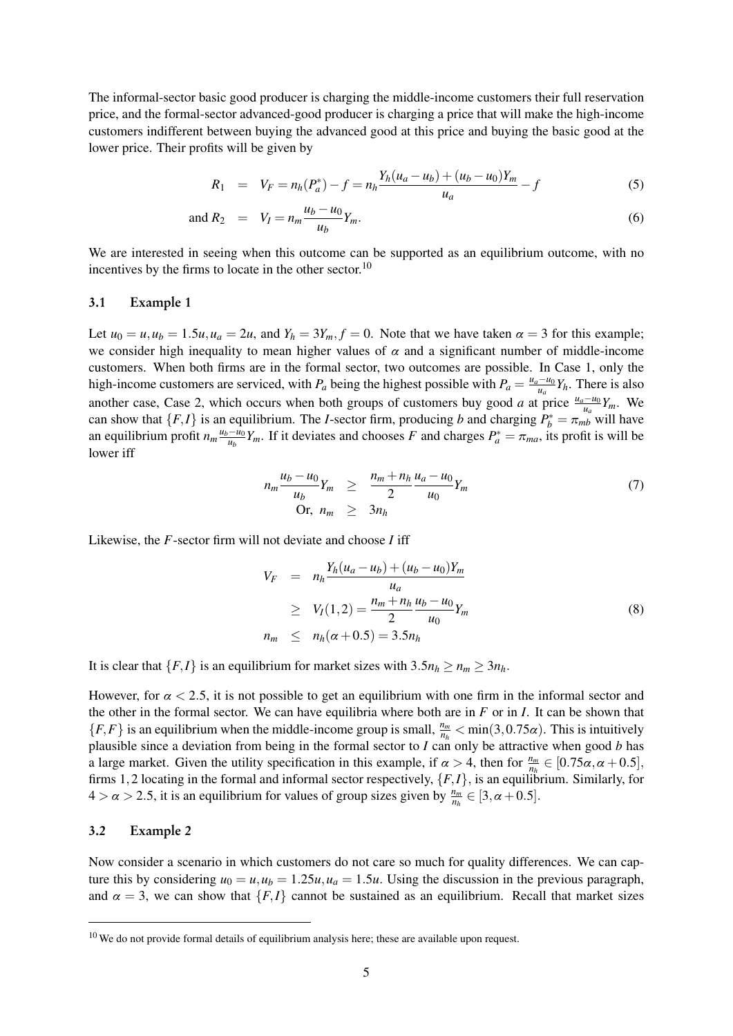The informal-sector basic good producer is charging the middle-income customers their full reservation price, and the formal-sector advanced-good producer is charging a price that will make the high-income customers indifferent between buying the advanced good at this price and buying the basic good at the lower price. Their profits will be given by

$$R_1 = V_F = n_h(P_a^*) - f = n_h \frac{Y_h(u_a - u_b) + (u_b - u_0)Y_m}{u_a} - f \tag{5}$$

$$\text{and } R_2 = V_I = n_m \frac{u_b - u_0}{u_b} Y_m. \tag{6}$$

We are interested in seeing when this outcome can be supported as an equilibrium outcome, with no incentives by the firms to locate in the other sector.[10]

### 3.1 Example 1

Let $u_0 = u, u_b = 1.5u, u_a = 2u$, and $Y_h = 3Y_m, f = 0$. Note that we have taken $\alpha = 3$ for this example; we consider high inequality to mean higher values of $\alpha$ and a significant number of middle-income customers. When both firms are in the formal sector, two outcomes are possible. In Case 1, only the high-income customers are serviced, with $P_a$ being the highest possible with $P_a = \frac{u_a - u_0}{u_a} Y_h$. There is also another case, Case 2, which occurs when both groups of customers buy good $a$ at price $\frac{u_a - u_0}{u_a} Y_m$. We can show that $\{F, I\}$ is an equilibrium. The $I$-sector firm, producing $b$ and charging $P_b^* = \pi_{mb}$ will have an equilibrium profit $n_m \frac{u_b - u_0}{u_b} Y_m$. If it deviates and chooses $F$ and charges $P_a^* = \pi_{ma}$, its profit is will be lower iff

$$\begin{aligned} n_m \frac{u_b - u_0}{u_b} Y_m &\geq \frac{n_m + n_h}{2} \frac{u_a - u_0}{u_0} Y_m \\ \text{Or, } n_m &\geq 3n_h \end{aligned} \tag{7}$$

Likewise, the $F$-sector firm will not deviate and choose $I$ iff

$$\begin{aligned} V_F &= n_h \frac{Y_h(u_a - u_b) + (u_b - u_0)Y_m}{u_a} \\ &\geq V_I(1,2) = \frac{n_m + n_h}{2} \frac{u_b - u_0}{u_0} Y_m \\ n_m &\leq n_h(\alpha + 0.5) = 3.5n_h \end{aligned} \tag{8}$$

It is clear that $\{F, I\}$ is an equilibrium for market sizes with $3.5n_h \geq n_m \geq 3n_h$.

However, for $\alpha < 2.5$, it is not possible to get an equilibrium with one firm in the informal sector and the other in the formal sector. We can have equilibria where both are in $F$ or in $I$. It can be shown that $\{F, F\}$ is an equilibrium when the middle-income group is small, $\frac{n_m}{n_h} < \min(3, 0.75\alpha)$. This is intuitively plausible since a deviation from being in the formal sector to $I$ can only be attractive when good $b$ has a large market. Given the utility specification in this example, if $\alpha > 4$, then for $\frac{n_m}{n_h} \in [0.75\alpha, \alpha + 0.5]$, firms 1, 2 locating in the formal and informal sector respectively, $\{F, I\}$, is an equilibrium. Similarly, for $4 > \alpha > 2.5$, it is an equilibrium for values of group sizes given by $\frac{n_m}{n_h} \in [3, \alpha + 0.5]$.

### 3.2 Example 2

Now consider a scenario in which customers do not care so much for quality differences. We can capture this by considering $u_0 = u, u_b = 1.25u, u_a = 1.5u$. Using the discussion in the previous paragraph, and $\alpha = 3$, we can show that $\{F, I\}$ cannot be sustained as an equilibrium. Recall that market sizes

[10] We do not provide formal details of equilibrium analysis here; these are available upon request.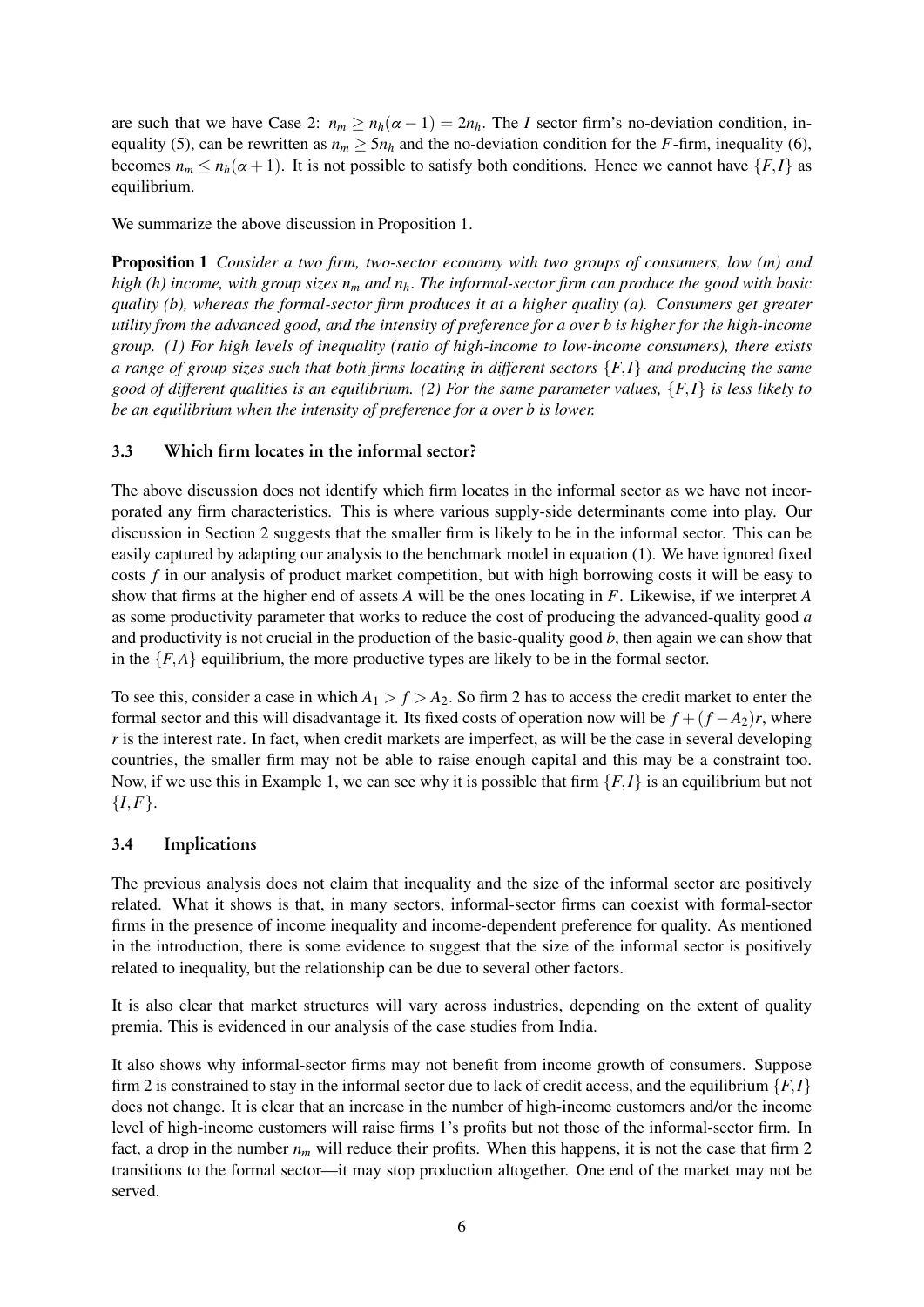are such that we have Case 2: $n_m \geq n_h(\alpha - 1) = 2n_h$. The $I$ sector firm's no-deviation condition, inequality (5), can be rewritten as $n_m \geq 5n_h$ and the no-deviation condition for the $F$-firm, inequality (6), becomes $n_m \leq n_h(\alpha + 1)$. It is not possible to satisfy both conditions. Hence we cannot have $\{F, I\}$ as equilibrium.

We summarize the above discussion in Proposition 1.

**Proposition 1** *Consider a two firm, two-sector economy with two groups of consumers, low (m) and high (h) income, with group sizes $n_m$ and $n_h$. The informal-sector firm can produce the good with basic quality (b), whereas the formal-sector firm produces it at a higher quality (a). Consumers get greater utility from the advanced good, and the intensity of preference for a over b is higher for the high-income group. (1) For high levels of inequality (ratio of high-income to low-income consumers), there exists a range of group sizes such that both firms locating in different sectors $\{F, I\}$ and producing the same good of different qualities is an equilibrium. (2) For the same parameter values, $\{F, I\}$ is less likely to be an equilibrium when the intensity of preference for a over b is lower.*

### 3.3 Which firm locates in the informal sector?

The above discussion does not identify which firm locates in the informal sector as we have not incorporated any firm characteristics. This is where various supply-side determinants come into play. Our discussion in Section 2 suggests that the smaller firm is likely to be in the informal sector. This can be easily captured by adapting our analysis to the benchmark model in equation (1). We have ignored fixed costs $f$ in our analysis of product market competition, but with high borrowing costs it will be easy to show that firms at the higher end of assets $A$ will be the ones locating in $F$. Likewise, if we interpret $A$ as some productivity parameter that works to reduce the cost of producing the advanced-quality good $a$ and productivity is not crucial in the production of the basic-quality good $b$, then again we can show that in the $\{F, A\}$ equilibrium, the more productive types are likely to be in the formal sector.

To see this, consider a case in which $A_1 > f > A_2$. So firm 2 has to access the credit market to enter the formal sector and this will disadvantage it. Its fixed costs of operation now will be $f + (f - A_2)r$, where $r$ is the interest rate. In fact, when credit markets are imperfect, as will be the case in several developing countries, the smaller firm may not be able to raise enough capital and this may be a constraint too. Now, if we use this in Example 1, we can see why it is possible that firm $\{F, I\}$ is an equilibrium but not $\{I, F\}$.

### 3.4 Implications

The previous analysis does not claim that inequality and the size of the informal sector are positively related. What it shows is that, in many sectors, informal-sector firms can coexist with formal-sector firms in the presence of income inequality and income-dependent preference for quality. As mentioned in the introduction, there is some evidence to suggest that the size of the informal sector is positively related to inequality, but the relationship can be due to several other factors.

It is also clear that market structures will vary across industries, depending on the extent of quality premia. This is evidenced in our analysis of the case studies from India.

It also shows why informal-sector firms may not benefit from income growth of consumers. Suppose firm 2 is constrained to stay in the informal sector due to lack of credit access, and the equilibrium $\{F, I\}$ does not change. It is clear that an increase in the number of high-income customers and/or the income level of high-income customers will raise firms 1's profits but not those of the informal-sector firm. In fact, a drop in the number $n_m$ will reduce their profits. When this happens, it is not the case that firm 2 transitions to the formal sector—it may stop production altogether. One end of the market may not be served.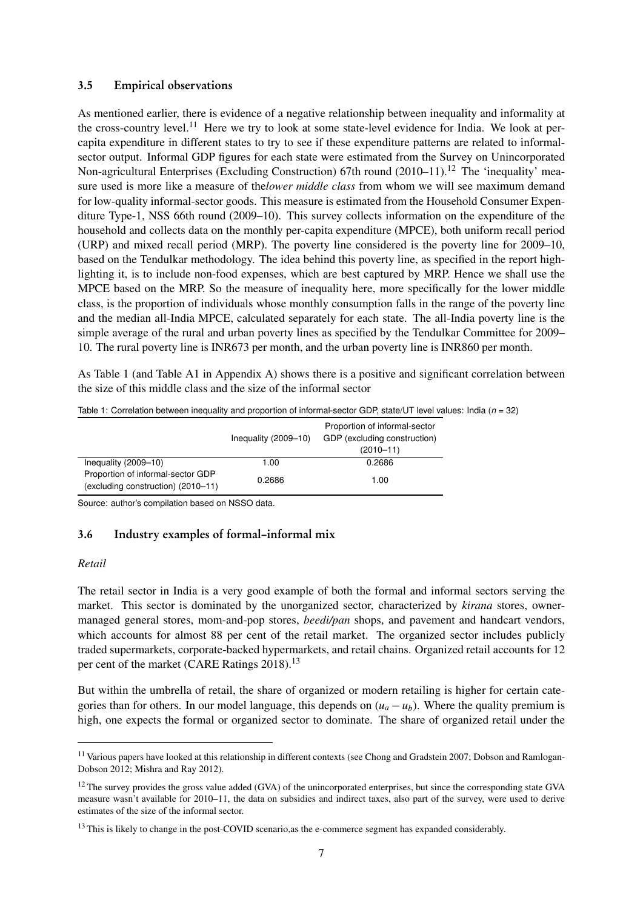### 3.5 Empirical observations

As mentioned earlier, there is evidence of a negative relationship between inequality and informality at the cross-country level.[11] Here we try to look at some state-level evidence for India. We look at per-capita expenditure in different states to try to see if these expenditure patterns are related to informal-sector output. Informal GDP figures for each state were estimated from the Survey on Unincorporated Non-agricultural Enterprises (Excluding Construction) 67th round (2010–11).[12] The 'inequality' measure used is more like a measure of the*lower middle class* from whom we will see maximum demand for low-quality informal-sector goods. This measure is estimated from the Household Consumer Expenditure Type-1, NSS 66th round (2009–10). This survey collects information on the expenditure of the household and collects data on the monthly per-capita expenditure (MPCE), both uniform recall period (URP) and mixed recall period (MRP). The poverty line considered is the poverty line for 2009–10, based on the Tendulkar methodology. The idea behind this poverty line, as specified in the report highlighting it, is to include non-food expenses, which are best captured by MRP. Hence we shall use the MPCE based on the MRP. So the measure of inequality here, more specifically for the lower middle class, is the proportion of individuals whose monthly consumption falls in the range of the poverty line and the median all-India MPCE, calculated separately for each state. The all-India poverty line is the simple average of the rural and urban poverty lines as specified by the Tendulkar Committee for 2009–10. The rural poverty line is INR673 per month, and the urban poverty line is INR860 per month.

As Table 1 (and Table A1 in Appendix A) shows there is a positive and significant correlation between the size of this middle class and the size of the informal sector

Table 1: Correlation between inequality and proportion of informal-sector GDP, state/UT level values: India ($n = 32$)

| | Inequality (2009–10) | Proportion of informal-sector GDP (excluding construction) (2010–11) |
|---|---|---|
| Inequality (2009–10) | 1.00 | 0.2686 |
| Proportion of informal-sector GDP (excluding construction) (2010–11) | 0.2686 | 1.00 |

Source: author's compilation based on NSSO data.

### 3.6 Industry examples of formal–informal mix

*Retail*

The retail sector in India is a very good example of both the formal and informal sectors serving the market. This sector is dominated by the unorganized sector, characterized by *kirana* stores, owner-managed general stores, mom-and-pop stores, *beedi/pan* shops, and pavement and handcart vendors, which accounts for almost 88 per cent of the retail market. The organized sector includes publicly traded supermarkets, corporate-backed hypermarkets, and retail chains. Organized retail accounts for 12 per cent of the market (CARE Ratings 2018).[13]

But within the umbrella of retail, the share of organized or modern retailing is higher for certain categories than for others. In our model language, this depends on $(u_a - u_b)$. Where the quality premium is high, one expects the formal or organized sector to dominate. The share of organized retail under the

[11] Various papers have looked at this relationship in different contexts (see Chong and Gradstein 2007; Dobson and Ramlogan-Dobson 2012; Mishra and Ray 2012).

[12] The survey provides the gross value added (GVA) of the unincorporated enterprises, but since the corresponding state GVA measure wasn't available for 2010–11, the data on subsidies and indirect taxes, also part of the survey, were used to derive estimates of the size of the informal sector.

[13] This is likely to change in the post-COVID scenario,as the e-commerce segment has expanded considerably.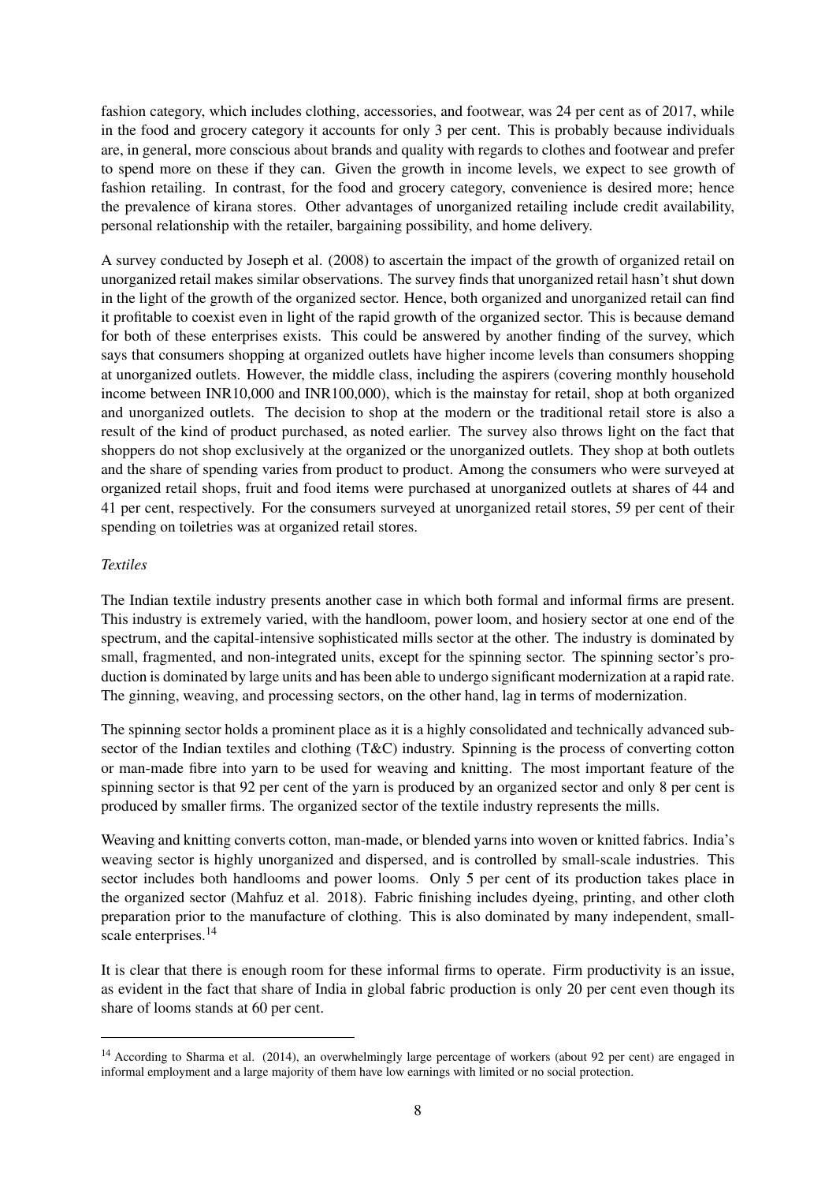fashion category, which includes clothing, accessories, and footwear, was 24 per cent as of 2017, while in the food and grocery category it accounts for only 3 per cent. This is probably because individuals are, in general, more conscious about brands and quality with regards to clothes and footwear and prefer to spend more on these if they can. Given the growth in income levels, we expect to see growth of fashion retailing. In contrast, for the food and grocery category, convenience is desired more; hence the prevalence of kirana stores. Other advantages of unorganized retailing include credit availability, personal relationship with the retailer, bargaining possibility, and home delivery.

A survey conducted by Joseph et al. (2008) to ascertain the impact of the growth of organized retail on unorganized retail makes similar observations. The survey finds that unorganized retail hasn't shut down in the light of the growth of the organized sector. Hence, both organized and unorganized retail can find it profitable to coexist even in light of the rapid growth of the organized sector. This is because demand for both of these enterprises exists. This could be answered by another finding of the survey, which says that consumers shopping at organized outlets have higher income levels than consumers shopping at unorganized outlets. However, the middle class, including the aspirers (covering monthly household income between INR10,000 and INR100,000), which is the mainstay for retail, shop at both organized and unorganized outlets. The decision to shop at the modern or the traditional retail store is also a result of the kind of product purchased, as noted earlier. The survey also throws light on the fact that shoppers do not shop exclusively at the organized or the unorganized outlets. They shop at both outlets and the share of spending varies from product to product. Among the consumers who were surveyed at organized retail shops, fruit and food items were purchased at unorganized outlets at shares of 44 and 41 per cent, respectively. For the consumers surveyed at unorganized retail stores, 59 per cent of their spending on toiletries was at organized retail stores.

*Textiles*

The Indian textile industry presents another case in which both formal and informal firms are present. This industry is extremely varied, with the handloom, power loom, and hosiery sector at one end of the spectrum, and the capital-intensive sophisticated mills sector at the other. The industry is dominated by small, fragmented, and non-integrated units, except for the spinning sector. The spinning sector's production is dominated by large units and has been able to undergo significant modernization at a rapid rate. The ginning, weaving, and processing sectors, on the other hand, lag in terms of modernization.

The spinning sector holds a prominent place as it is a highly consolidated and technically advanced subsector of the Indian textiles and clothing (T&C) industry. Spinning is the process of converting cotton or man-made fibre into yarn to be used for weaving and knitting. The most important feature of the spinning sector is that 92 per cent of the yarn is produced by an organized sector and only 8 per cent is produced by smaller firms. The organized sector of the textile industry represents the mills.

Weaving and knitting converts cotton, man-made, or blended yarns into woven or knitted fabrics. India's weaving sector is highly unorganized and dispersed, and is controlled by small-scale industries. This sector includes both handlooms and power looms. Only 5 per cent of its production takes place in the organized sector (Mahfuz et al. 2018). Fabric finishing includes dyeing, printing, and other cloth preparation prior to the manufacture of clothing. This is also dominated by many independent, small-scale enterprises.[14]

It is clear that there is enough room for these informal firms to operate. Firm productivity is an issue, as evident in the fact that share of India in global fabric production is only 20 per cent even though its share of looms stands at 60 per cent.

[14] According to Sharma et al. (2014), an overwhelmingly large percentage of workers (about 92 per cent) are engaged in informal employment and a large majority of them have low earnings with limited or no social protection.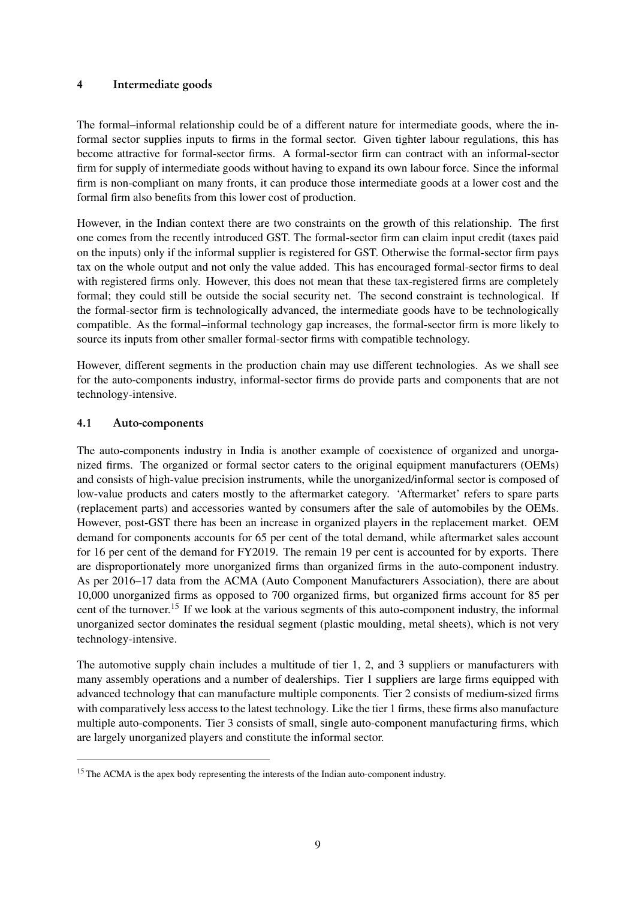## 4 Intermediate goods

The formal–informal relationship could be of a different nature for intermediate goods, where the informal sector supplies inputs to firms in the formal sector. Given tighter labour regulations, this has become attractive for formal-sector firms. A formal-sector firm can contract with an informal-sector firm for supply of intermediate goods without having to expand its own labour force. Since the informal firm is non-compliant on many fronts, it can produce those intermediate goods at a lower cost and the formal firm also benefits from this lower cost of production.

However, in the Indian context there are two constraints on the growth of this relationship. The first one comes from the recently introduced GST. The formal-sector firm can claim input credit (taxes paid on the inputs) only if the informal supplier is registered for GST. Otherwise the formal-sector firm pays tax on the whole output and not only the value added. This has encouraged formal-sector firms to deal with registered firms only. However, this does not mean that these tax-registered firms are completely formal; they could still be outside the social security net. The second constraint is technological. If the formal-sector firm is technologically advanced, the intermediate goods have to be technologically compatible. As the formal–informal technology gap increases, the formal-sector firm is more likely to source its inputs from other smaller formal-sector firms with compatible technology.

However, different segments in the production chain may use different technologies. As we shall see for the auto-components industry, informal-sector firms do provide parts and components that are not technology-intensive.

### 4.1 Auto-components

The auto-components industry in India is another example of coexistence of organized and unorganized firms. The organized or formal sector caters to the original equipment manufacturers (OEMs) and consists of high-value precision instruments, while the unorganized/informal sector is composed of low-value products and caters mostly to the aftermarket category. 'Aftermarket' refers to spare parts (replacement parts) and accessories wanted by consumers after the sale of automobiles by the OEMs. However, post-GST there has been an increase in organized players in the replacement market. OEM demand for components accounts for 65 per cent of the total demand, while aftermarket sales account for 16 per cent of the demand for FY2019. The remain 19 per cent is accounted for by exports. There are disproportionately more unorganized firms than organized firms in the auto-component industry. As per 2016–17 data from the ACMA (Auto Component Manufacturers Association), there are about 10,000 unorganized firms as opposed to 700 organized firms, but organized firms account for 85 per cent of the turnover.[15] If we look at the various segments of this auto-component industry, the informal unorganized sector dominates the residual segment (plastic moulding, metal sheets), which is not very technology-intensive.

The automotive supply chain includes a multitude of tier 1, 2, and 3 suppliers or manufacturers with many assembly operations and a number of dealerships. Tier 1 suppliers are large firms equipped with advanced technology that can manufacture multiple components. Tier 2 consists of medium-sized firms with comparatively less access to the latest technology. Like the tier 1 firms, these firms also manufacture multiple auto-components. Tier 3 consists of small, single auto-component manufacturing firms, which are largely unorganized players and constitute the informal sector.

---

[15] The ACMA is the apex body representing the interests of the Indian auto-component industry.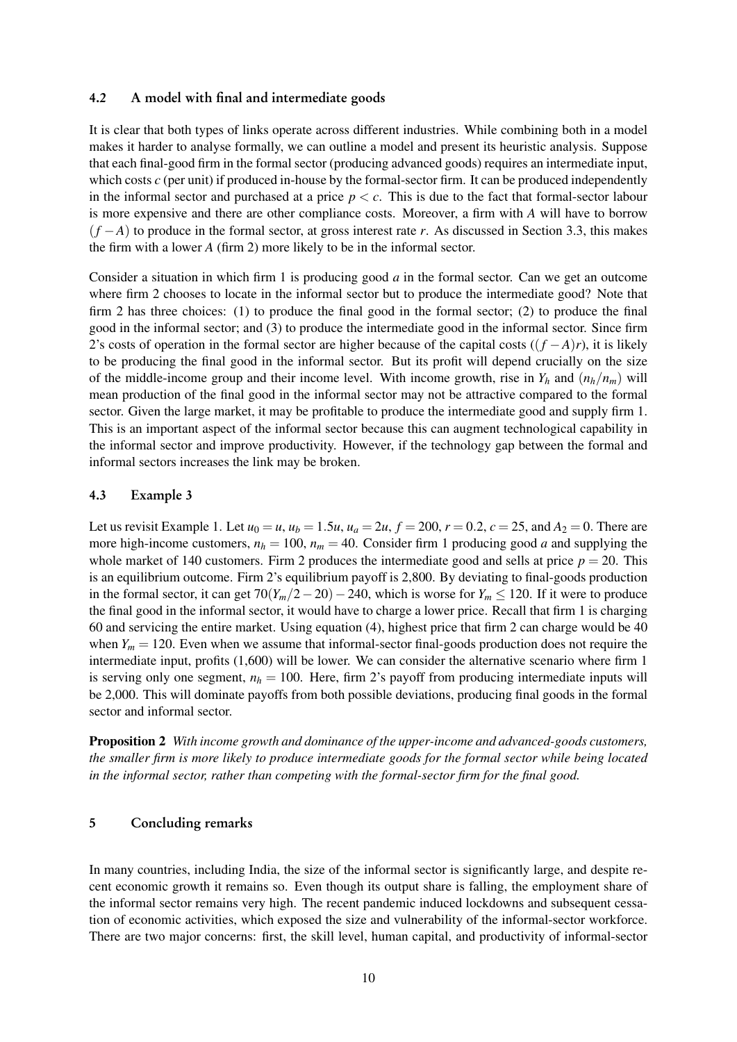### 4.2 A model with final and intermediate goods

It is clear that both types of links operate across different industries. While combining both in a model makes it harder to analyse formally, we can outline a model and present its heuristic analysis. Suppose that each final-good firm in the formal sector (producing advanced goods) requires an intermediate input, which costs $c$ (per unit) if produced in-house by the formal-sector firm. It can be produced independently in the informal sector and purchased at a price $p < c$. This is due to the fact that formal-sector labour is more expensive and there are other compliance costs. Moreover, a firm with $A$ will have to borrow $(f - A)$ to produce in the formal sector, at gross interest rate $r$. As discussed in Section 3.3, this makes the firm with a lower $A$ (firm 2) more likely to be in the informal sector.

Consider a situation in which firm 1 is producing good $a$ in the formal sector. Can we get an outcome where firm 2 chooses to locate in the informal sector but to produce the intermediate good? Note that firm 2 has three choices: (1) to produce the final good in the formal sector; (2) to produce the final good in the informal sector; and (3) to produce the intermediate good in the informal sector. Since firm 2's costs of operation in the formal sector are higher because of the capital costs ($(f - A)r$), it is likely to be producing the final good in the informal sector. But its profit will depend crucially on the size of the middle-income group and their income level. With income growth, rise in $Y_h$ and $(n_h/n_m)$ will mean production of the final good in the informal sector may not be attractive compared to the formal sector. Given the large market, it may be profitable to produce the intermediate good and supply firm 1. This is an important aspect of the informal sector because this can augment technological capability in the informal sector and improve productivity. However, if the technology gap between the formal and informal sectors increases the link may be broken.

### 4.3 Example 3

Let us revisit Example 1. Let $u_0 = u$, $u_b = 1.5u$, $u_a = 2u$, $f = 200$, $r = 0.2$, $c = 25$, and $A_2 = 0$. There are more high-income customers, $n_h = 100$, $n_m = 40$. Consider firm 1 producing good $a$ and supplying the whole market of 140 customers. Firm 2 produces the intermediate good and sells at price $p = 20$. This is an equilibrium outcome. Firm 2's equilibrium payoff is 2,800. By deviating to final-goods production in the formal sector, it can get $70(Y_m/2 - 20) - 240$, which is worse for $Y_m \leq 120$. If it were to produce the final good in the informal sector, it would have to charge a lower price. Recall that firm 1 is charging 60 and servicing the entire market. Using equation (4), highest price that firm 2 can charge would be 40 when $Y_m = 120$. Even when we assume that informal-sector final-goods production does not require the intermediate input, profits (1,600) will be lower. We can consider the alternative scenario where firm 1 is serving only one segment, $n_h = 100$. Here, firm 2's payoff from producing intermediate inputs will be 2,000. This will dominate payoffs from both possible deviations, producing final goods in the formal sector and informal sector.

**Proposition 2** *With income growth and dominance of the upper-income and advanced-goods customers, the smaller firm is more likely to produce intermediate goods for the formal sector while being located in the informal sector, rather than competing with the formal-sector firm for the final good.*

## 5 Concluding remarks

In many countries, including India, the size of the informal sector is significantly large, and despite recent economic growth it remains so. Even though its output share is falling, the employment share of the informal sector remains very high. The recent pandemic induced lockdowns and subsequent cessation of economic activities, which exposed the size and vulnerability of the informal-sector workforce. There are two major concerns: first, the skill level, human capital, and productivity of informal-sector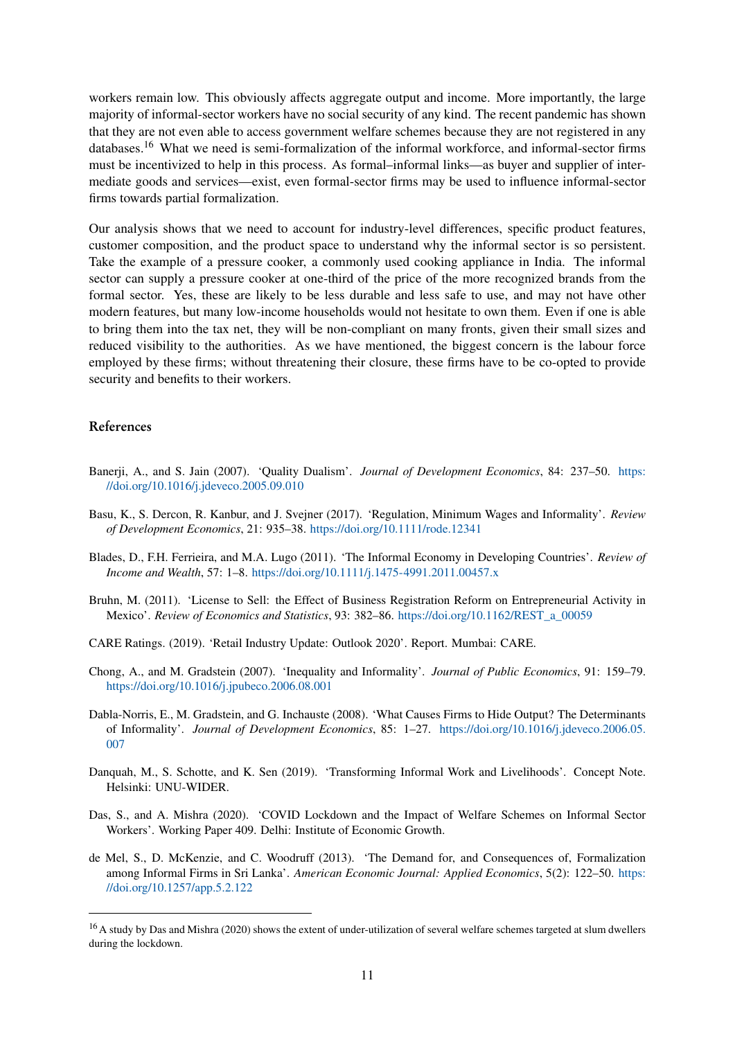workers remain low. This obviously affects aggregate output and income. More importantly, the large majority of informal-sector workers have no social security of any kind. The recent pandemic has shown that they are not even able to access government welfare schemes because they are not registered in any databases.[16] What we need is semi-formalization of the informal workforce, and informal-sector firms must be incentivized to help in this process. As formal–informal links—as buyer and supplier of intermediate goods and services—exist, even formal-sector firms may be used to influence informal-sector firms towards partial formalization.

Our analysis shows that we need to account for industry-level differences, specific product features, customer composition, and the product space to understand why the informal sector is so persistent. Take the example of a pressure cooker, a commonly used cooking appliance in India. The informal sector can supply a pressure cooker at one-third of the price of the more recognized brands from the formal sector. Yes, these are likely to be less durable and less safe to use, and may not have other modern features, but many low-income households would not hesitate to own them. Even if one is able to bring them into the tax net, they will be non-compliant on many fronts, given their small sizes and reduced visibility to the authorities. As we have mentioned, the biggest concern is the labour force employed by these firms; without threatening their closure, these firms have to be co-opted to provide security and benefits to their workers.

## References

Banerji, A., and S. Jain (2007). 'Quality Dualism'. *Journal of Development Economics*, 84: 237–50. https://doi.org/10.1016/j.jdeveco.2005.09.010

Basu, K., S. Dercon, R. Kanbur, and J. Svejner (2017). 'Regulation, Minimum Wages and Informality'. *Review of Development Economics*, 21: 935–38. https://doi.org/10.1111/rode.12341

Blades, D., F.H. Ferrieira, and M.A. Lugo (2011). 'The Informal Economy in Developing Countries'. *Review of Income and Wealth*, 57: 1–8. https://doi.org/10.1111/j.1475-4991.2011.00457.x

Bruhn, M. (2011). 'License to Sell: the Effect of Business Registration Reform on Entrepreneurial Activity in Mexico'. *Review of Economics and Statistics*, 93: 382–86. https://doi.org/10.1162/REST_a_00059

CARE Ratings. (2019). 'Retail Industry Update: Outlook 2020'. Report. Mumbai: CARE.

Chong, A., and M. Gradstein (2007). 'Inequality and Informality'. *Journal of Public Economics*, 91: 159–79. https://doi.org/10.1016/j.jpubeco.2006.08.001

Dabla-Norris, E., M. Gradstein, and G. Inchauste (2008). 'What Causes Firms to Hide Output? The Determinants of Informality'. *Journal of Development Economics*, 85: 1–27. https://doi.org/10.1016/j.jdeveco.2006.05.007

Danquah, M., S. Schotte, and K. Sen (2019). 'Transforming Informal Work and Livelihoods'. Concept Note. Helsinki: UNU-WIDER.

Das, S., and A. Mishra (2020). 'COVID Lockdown and the Impact of Welfare Schemes on Informal Sector Workers'. Working Paper 409. Delhi: Institute of Economic Growth.

de Mel, S., D. McKenzie, and C. Woodruff (2013). 'The Demand for, and Consequences of, Formalization among Informal Firms in Sri Lanka'. *American Economic Journal: Applied Economics*, 5(2): 122–50. https://doi.org/10.1257/app.5.2.122

[16] A study by Das and Mishra (2020) shows the extent of under-utilization of several welfare schemes targeted at slum dwellers during the lockdown.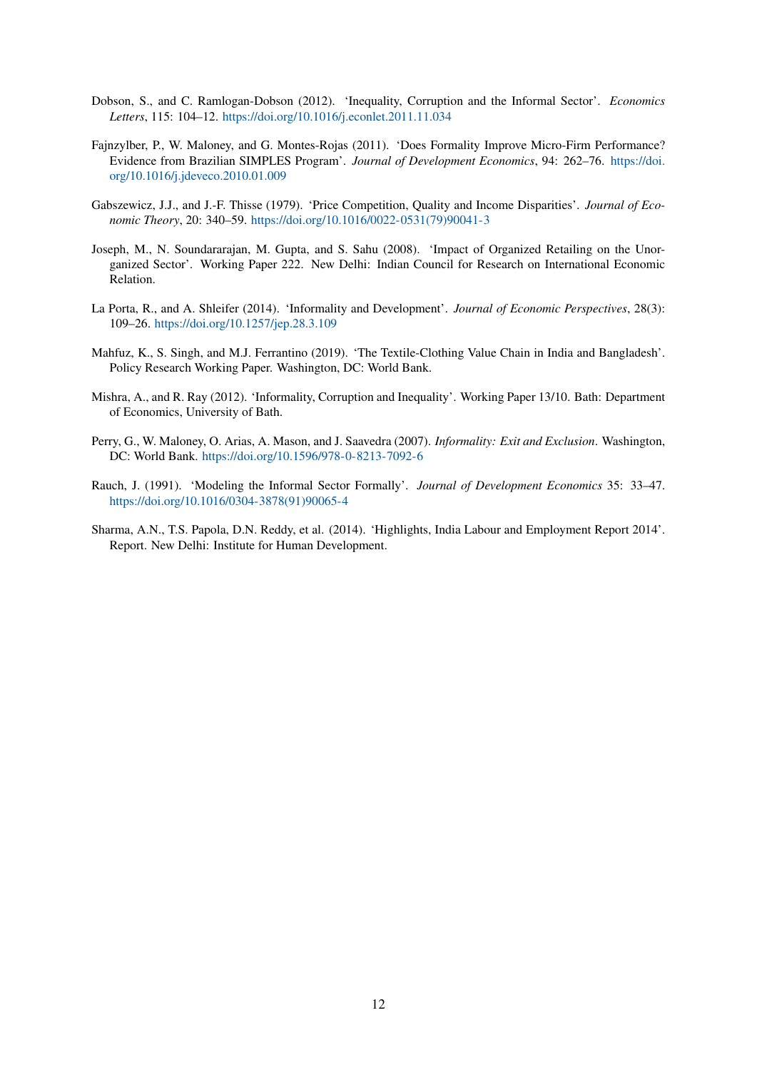Dobson, S., and C. Ramlogan-Dobson (2012). 'Inequality, Corruption and the Informal Sector'. *Economics Letters*, 115: 104–12. https://doi.org/10.1016/j.econlet.2011.11.034

Fajnzylber, P., W. Maloney, and G. Montes-Rojas (2011). 'Does Formality Improve Micro-Firm Performance? Evidence from Brazilian SIMPLES Program'. *Journal of Development Economics*, 94: 262–76. https://doi.org/10.1016/j.jdeveco.2010.01.009

Gabszewicz, J.J., and J.-F. Thisse (1979). 'Price Competition, Quality and Income Disparities'. *Journal of Economic Theory*, 20: 340–59. https://doi.org/10.1016/0022-0531(79)90041-3

Joseph, M., N. Soundararajan, M. Gupta, and S. Sahu (2008). 'Impact of Organized Retailing on the Unorganized Sector'. Working Paper 222. New Delhi: Indian Council for Research on International Economic Relation.

La Porta, R., and A. Shleifer (2014). 'Informality and Development'. *Journal of Economic Perspectives*, 28(3): 109–26. https://doi.org/10.1257/jep.28.3.109

Mahfuz, K., S. Singh, and M.J. Ferrantino (2019). 'The Textile-Clothing Value Chain in India and Bangladesh'. Policy Research Working Paper. Washington, DC: World Bank.

Mishra, A., and R. Ray (2012). 'Informality, Corruption and Inequality'. Working Paper 13/10. Bath: Department of Economics, University of Bath.

Perry, G., W. Maloney, O. Arias, A. Mason, and J. Saavedra (2007). *Informality: Exit and Exclusion*. Washington, DC: World Bank. https://doi.org/10.1596/978-0-8213-7092-6

Rauch, J. (1991). 'Modeling the Informal Sector Formally'. *Journal of Development Economics* 35: 33–47. https://doi.org/10.1016/0304-3878(91)90065-4

Sharma, A.N., T.S. Papola, D.N. Reddy, et al. (2014). 'Highlights, India Labour and Employment Report 2014'. Report. New Delhi: Institute for Human Development.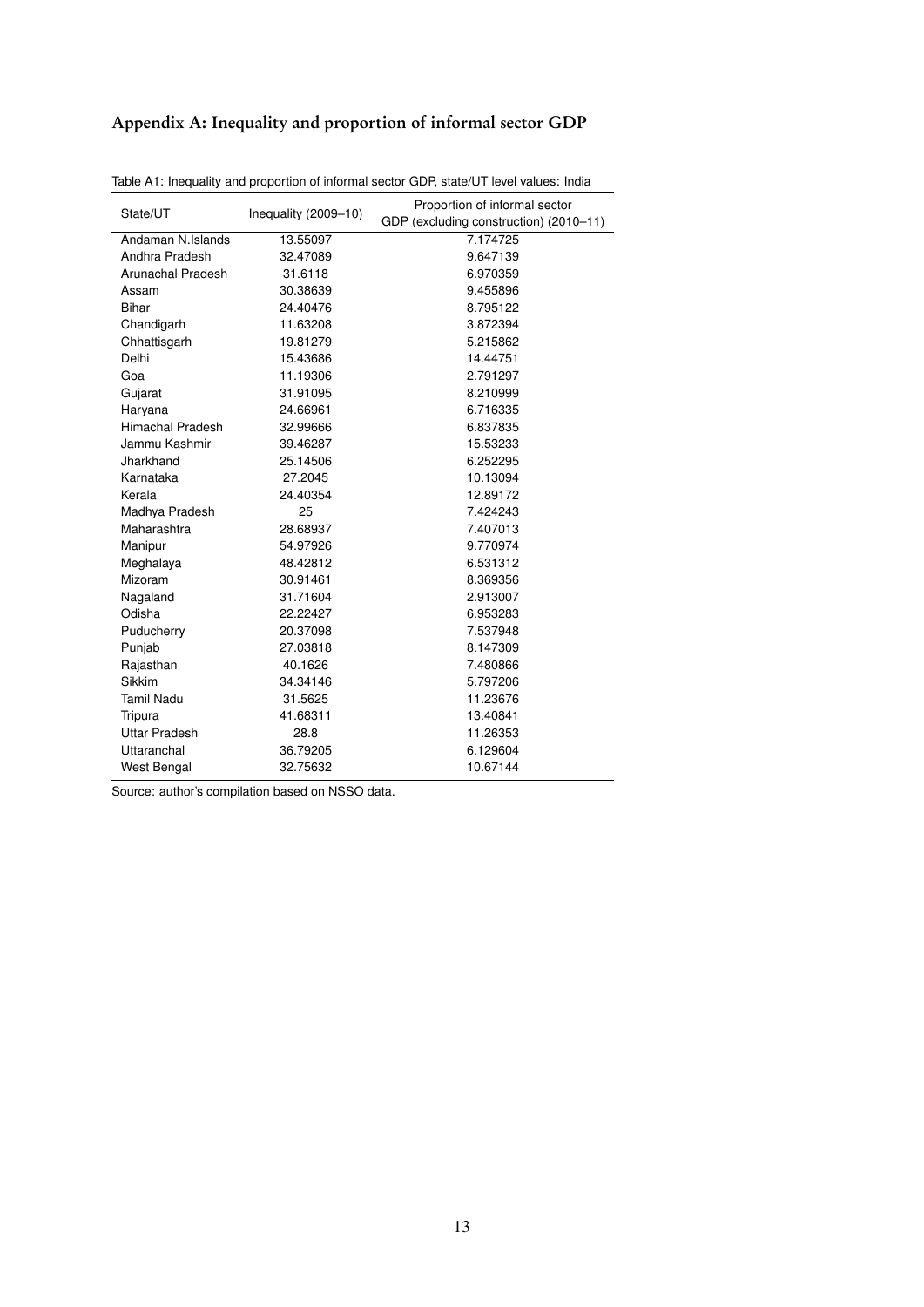## Appendix A: Inequality and proportion of informal sector GDP

Table A1: Inequality and proportion of informal sector GDP, state/UT level values: India

| State/UT | Inequality (2009–10) | Proportion of informal sector GDP (excluding construction) (2010–11) |
|---|---|---|
| Andaman N.Islands | 13.55097 | 7.174725 |
| Andhra Pradesh | 32.47089 | 9.647139 |
| Arunachal Pradesh | 31.6118 | 6.970359 |
| Assam | 30.38639 | 9.455896 |
| Bihar | 24.40476 | 8.795122 |
| Chandigarh | 11.63208 | 3.872394 |
| Chhattisgarh | 19.81279 | 5.215862 |
| Delhi | 15.43686 | 14.44751 |
| Goa | 11.19306 | 2.791297 |
| Gujarat | 31.91095 | 8.210999 |
| Haryana | 24.66961 | 6.716335 |
| Himachal Pradesh | 32.99666 | 6.837835 |
| Jammu Kashmir | 39.46287 | 15.53233 |
| Jharkhand | 25.14506 | 6.252295 |
| Karnataka | 27.2045 | 10.13094 |
| Kerala | 24.40354 | 12.89172 |
| Madhya Pradesh | 25 | 7.424243 |
| Maharashtra | 28.68937 | 7.407013 |
| Manipur | 54.97926 | 9.770974 |
| Meghalaya | 48.42812 | 6.531312 |
| Mizoram | 30.91461 | 8.369356 |
| Nagaland | 31.71604 | 2.913007 |
| Odisha | 22.22427 | 6.953283 |
| Puducherry | 20.37098 | 7.537948 |
| Punjab | 27.03818 | 8.147309 |
| Rajasthan | 40.1626 | 7.480866 |
| Sikkim | 34.34146 | 5.797206 |
| Tamil Nadu | 31.5625 | 11.23676 |
| Tripura | 41.68311 | 13.40841 |
| Uttar Pradesh | 28.8 | 11.26353 |
| Uttaranchal | 36.79205 | 6.129604 |
| West Bengal | 32.75632 | 10.67144 |

Source: author's compilation based on NSSO data.